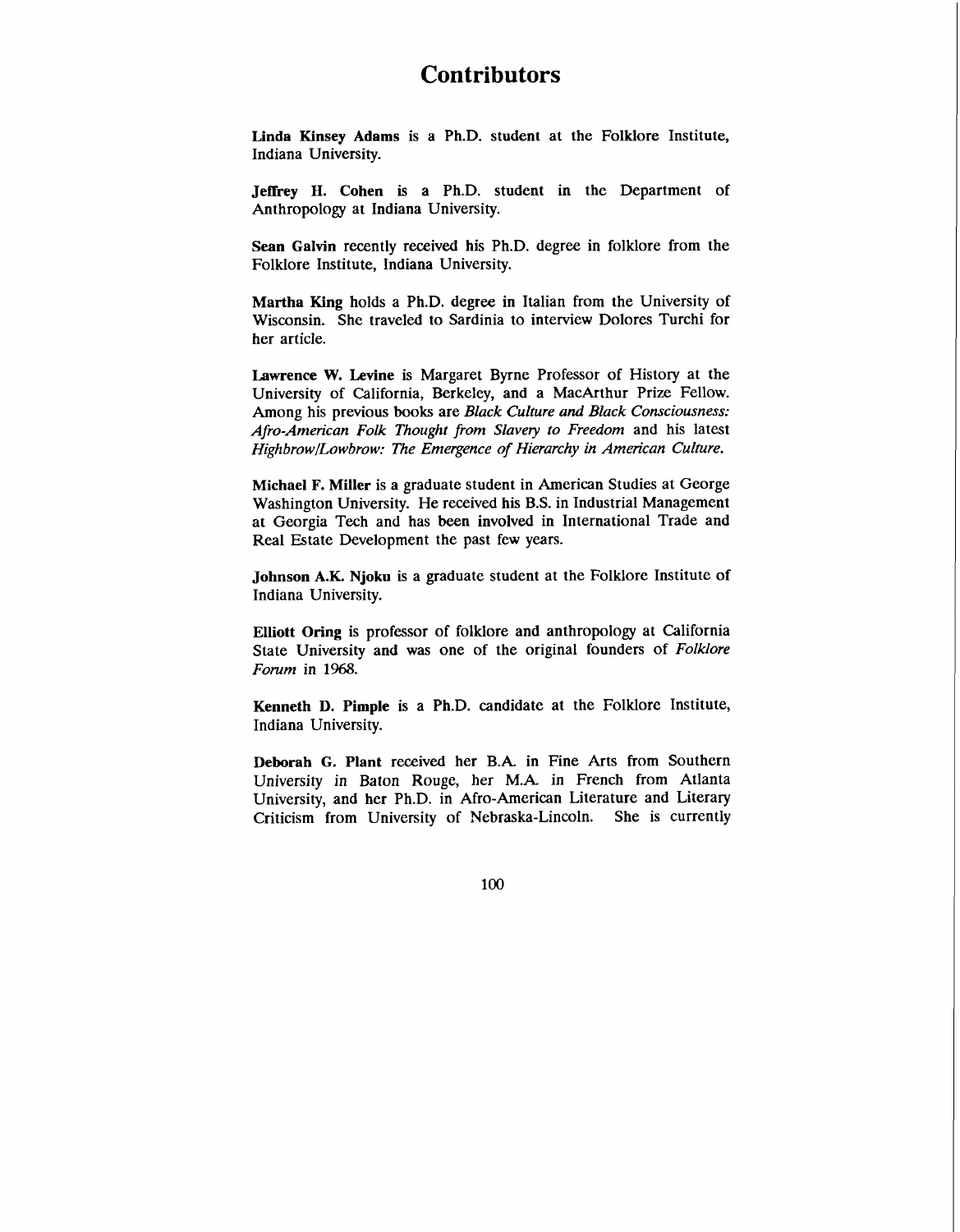# Contributors

**Linda Kinsey Adams** is a Ph.D. student at the Folklore Institute, Indiana University.

**Jeffrey H. Cohen** is a Ph.D. student in the Department of Anthropology at Indiana University.

**Sean Galvin** recently received his Ph.D. degree in folklore from the Folklore Institute, Indiana University.

**Martha King** holds a Ph.D. degree in Italian from the University of Wisconsin. She traveled to Sardinia to interview Dolores Turchi for her article.

**Lawrence W. Levine** is Margaret Byrne Professor of History at the University of California, Berkeley, and a MacArthur Prize Fellow. Among his previous books are *Black Culture and Black Consciousness: Afro-American Folk Thought from Slavery to Freedom* and his latest *Highbrow/Lowbrow: The Emergence of Hierarchy in American Culture.*

**Michael F. Miller** is a graduate student in American Studies at George Washington University. He received his B.S. in Industrial Management at Georgia Tech and has been involved in International Trade and Real Estate Development the past few years.

**Johnson A.K. Njoku** is a graduate student at the Folklore Institute of Indiana University.

**Elliott Oring** is professor of folklore and anthropology at California State University and was one of the original founders of *Folklore Forum* in 1968.

**Kenneth D. Pimple** is a Ph.D. candidate at the Folklore Institute, Indiana University.

**Deborah G. Plant** received her B.A. in Fine Arts from Southern University in Baton Rouge, her M.A. in French from Atlanta University, and her Ph.D. in Afro-American Literature and Literary Criticism from University of Nebraska-Lincoln. She is currently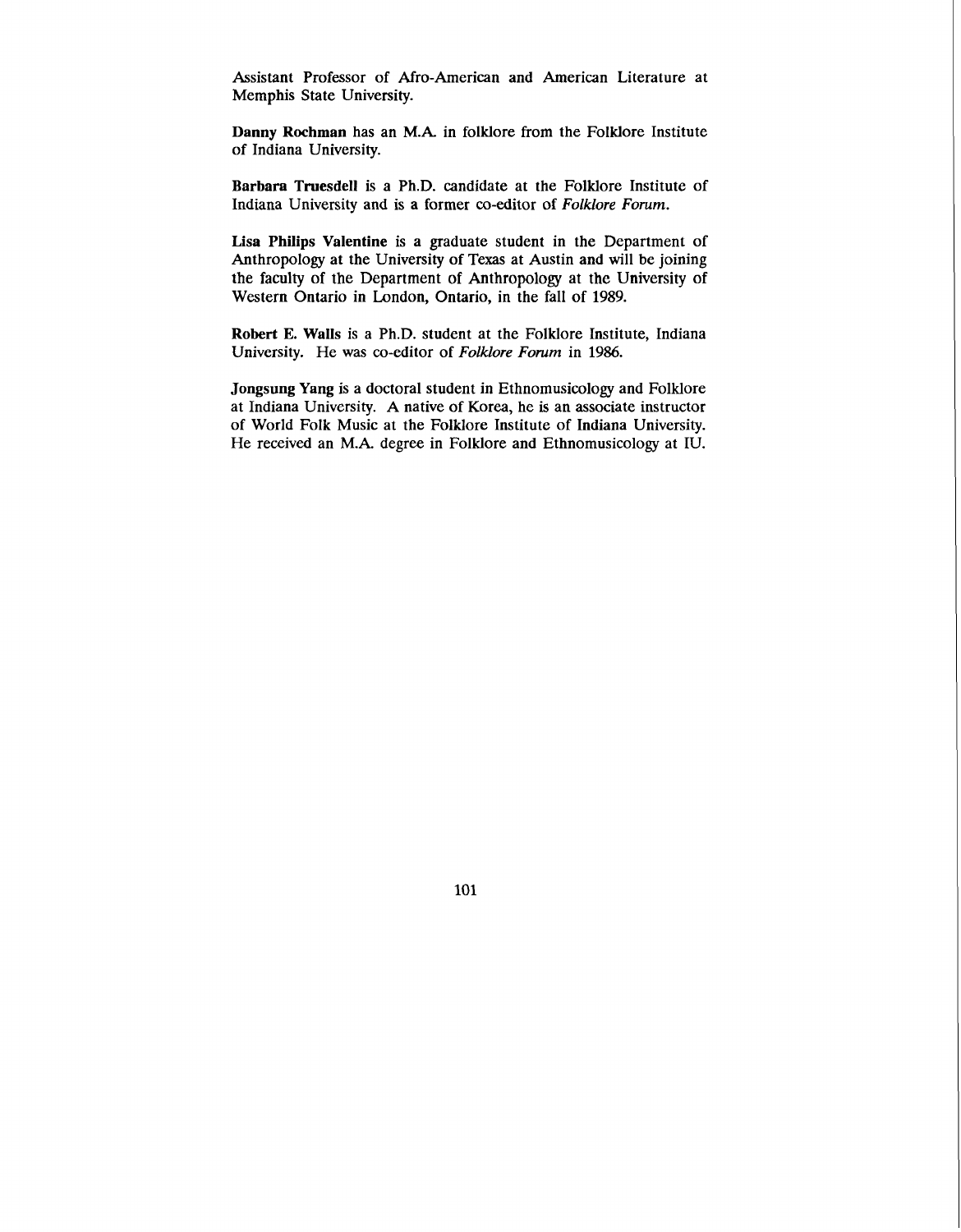Assistant Professor of Afro-American and American Literature at Memphis State University.

**Danny Rochman** has an M.A. in folklore from the Folklore Institute of Indiana University.

**Barbara Truesdell** is a Ph.D. candidate at the Folklore Institute of Indiana University and is a former co-editor of *Folklore Forum*.

**Lisa Philips Valentine** is a graduate student in the Department of Anthropology at the University of Texas at Austin and will be joining the faculty of the Department of Anthropology at the University of Western Ontario in London, Ontario, in the fall of 1989.

**Robert E. Walls** is a Ph.D. student at the Folklore Institute, Indiana University. He was co-editor of *Folklore Forum* in 1986.

**Jongsung Yang** is a doctoral student in Ethnomusicology and Folklore at Indiana University. A native of Korea, he is an associate instructor of World Folk Music at the Folklore Institute of Indiana University. He received an M.A. degree in Folklore and Ethnomusicology at IU.